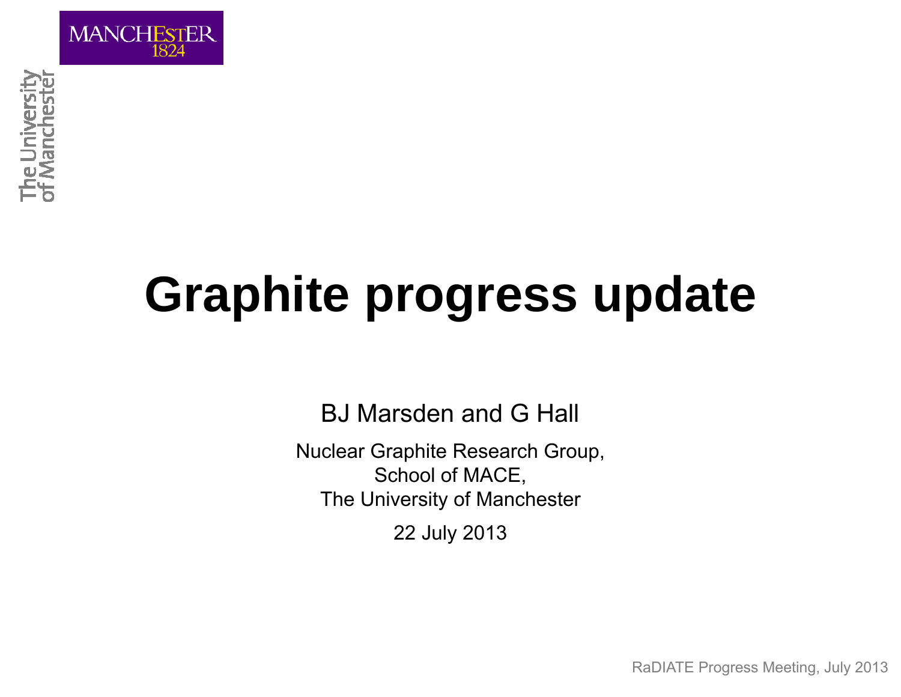# Graphite progress update

BJ Marsden and G Hall

Nuclear Graphite Research Group,
School of MACE,
The University of Manchester

22 July 2013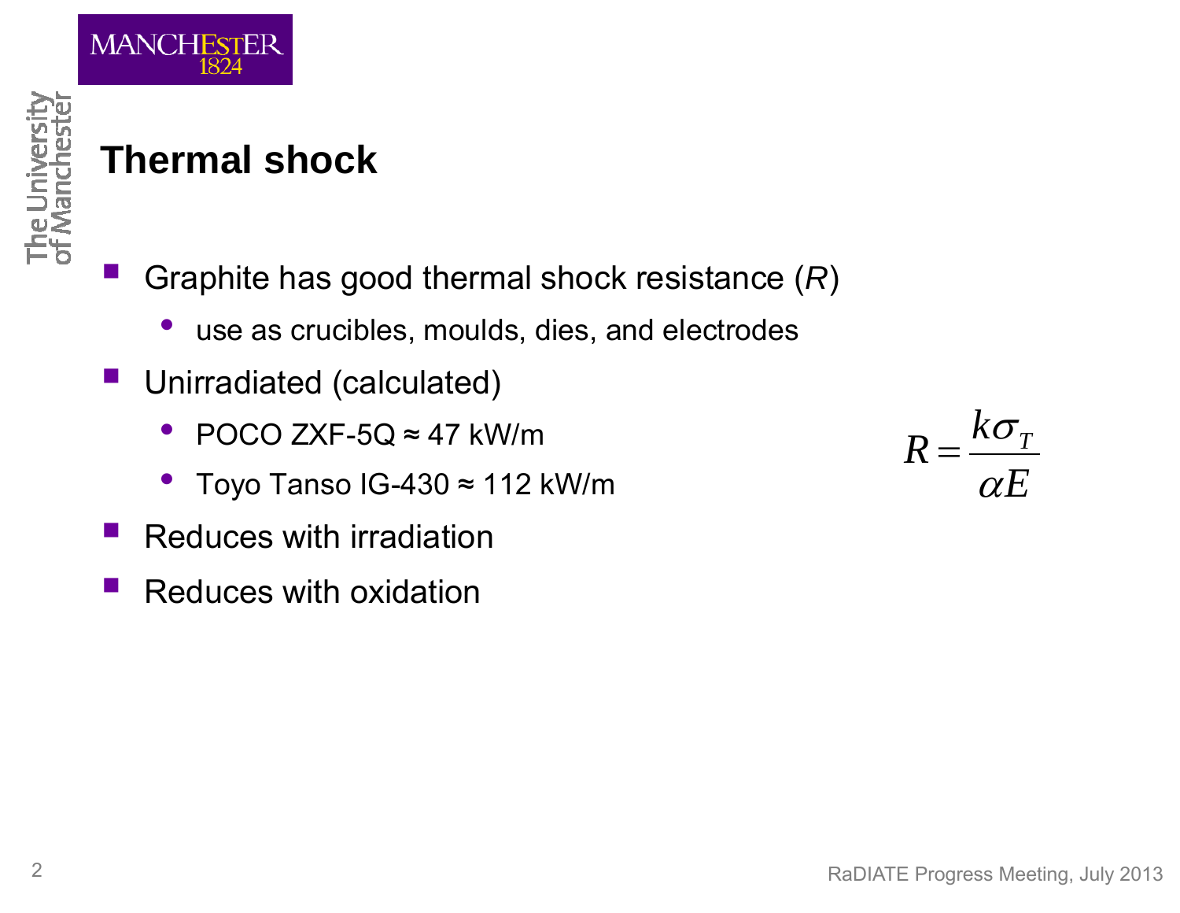# Thermal shock

- Graphite has good thermal shock resistance (*R*)
  - use as crucibles, moulds, dies, and electrodes
- Unirradiated (calculated)
  - POCO ZXF-5Q ≈ 47 kW/m
  - Toyo Tanso IG-430 ≈ 112 kW/m
- Reduces with irradiation
- Reduces with oxidation

$$R = \frac{k\sigma_T}{\alpha E}$$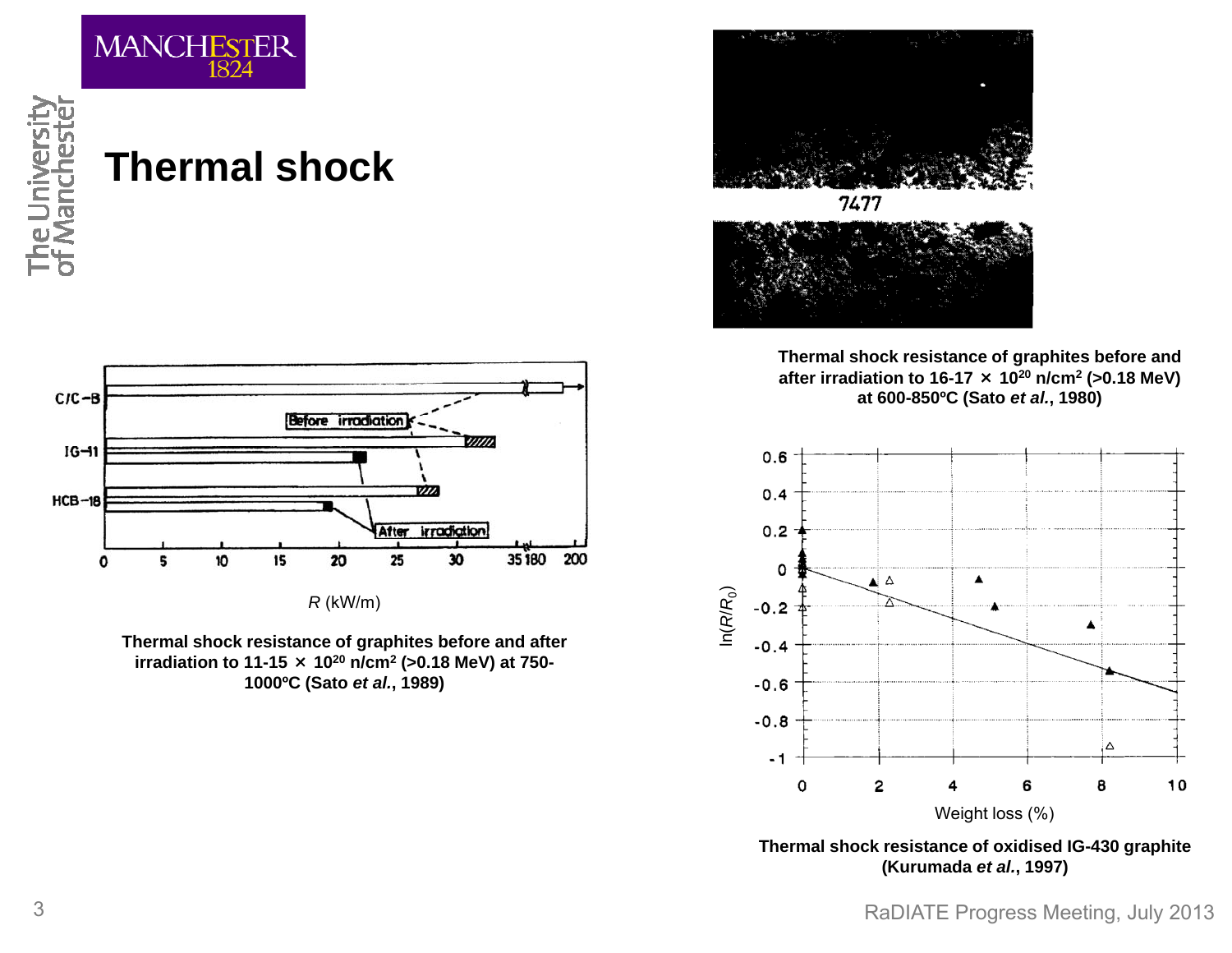# Thermal shock

Thermal shock resistance of graphites before and after irradiation to 16-17 × $10^{20}$ n/cm$^2$ (>0.18 MeV) at 600-850ºC (Sato *et al.*, 1980)

*R* (kW/m)

**Thermal shock resistance of graphites before and after irradiation to 11-15 × $10^{20}$ n/cm$^2$ (>0.18 MeV) at 750-1000ºC (Sato *et al.*, 1989)**

**Thermal shock resistance of oxidised IG-430 graphite (Kurumada *et al.*, 1997)**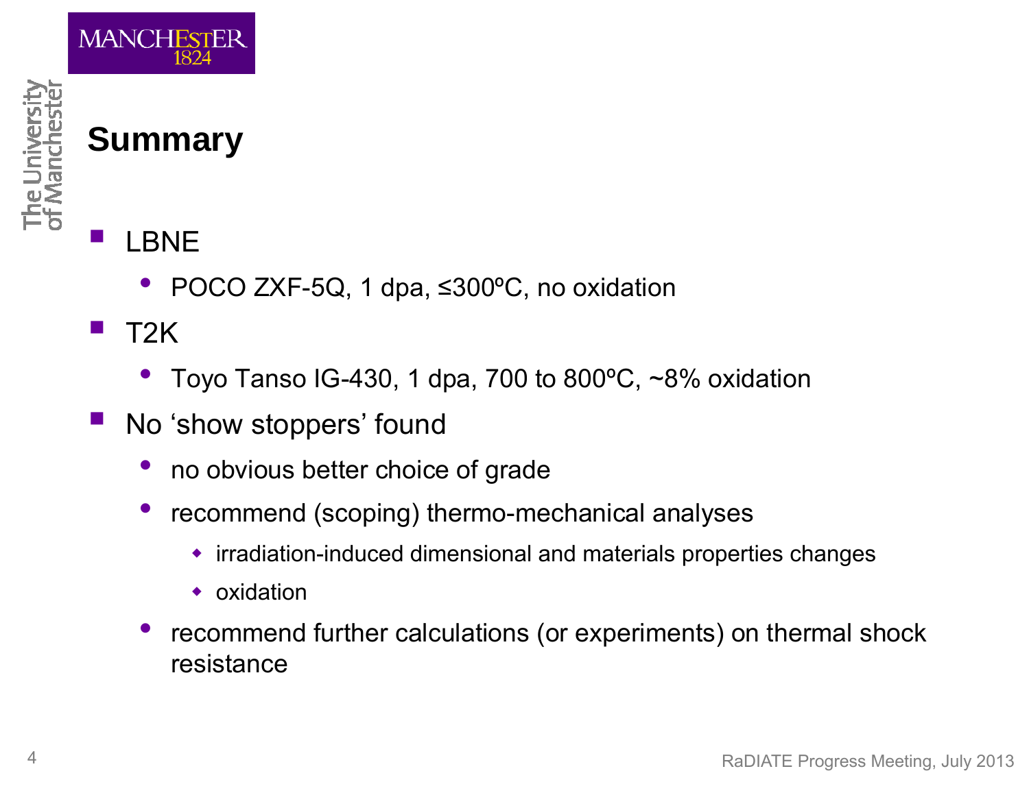# Summary

- LBNE
  - POCO ZXF-5Q, 1 dpa, ≤300ºC, no oxidation
- T2K
  - Toyo Tanso IG-430, 1 dpa, 700 to 800ºC, ~8% oxidation
- No 'show stoppers' found
  - no obvious better choice of grade
  - recommend (scoping) thermo-mechanical analyses
    - irradiation-induced dimensional and materials properties changes
    - oxidation
  - recommend further calculations (or experiments) on thermal shock resistance